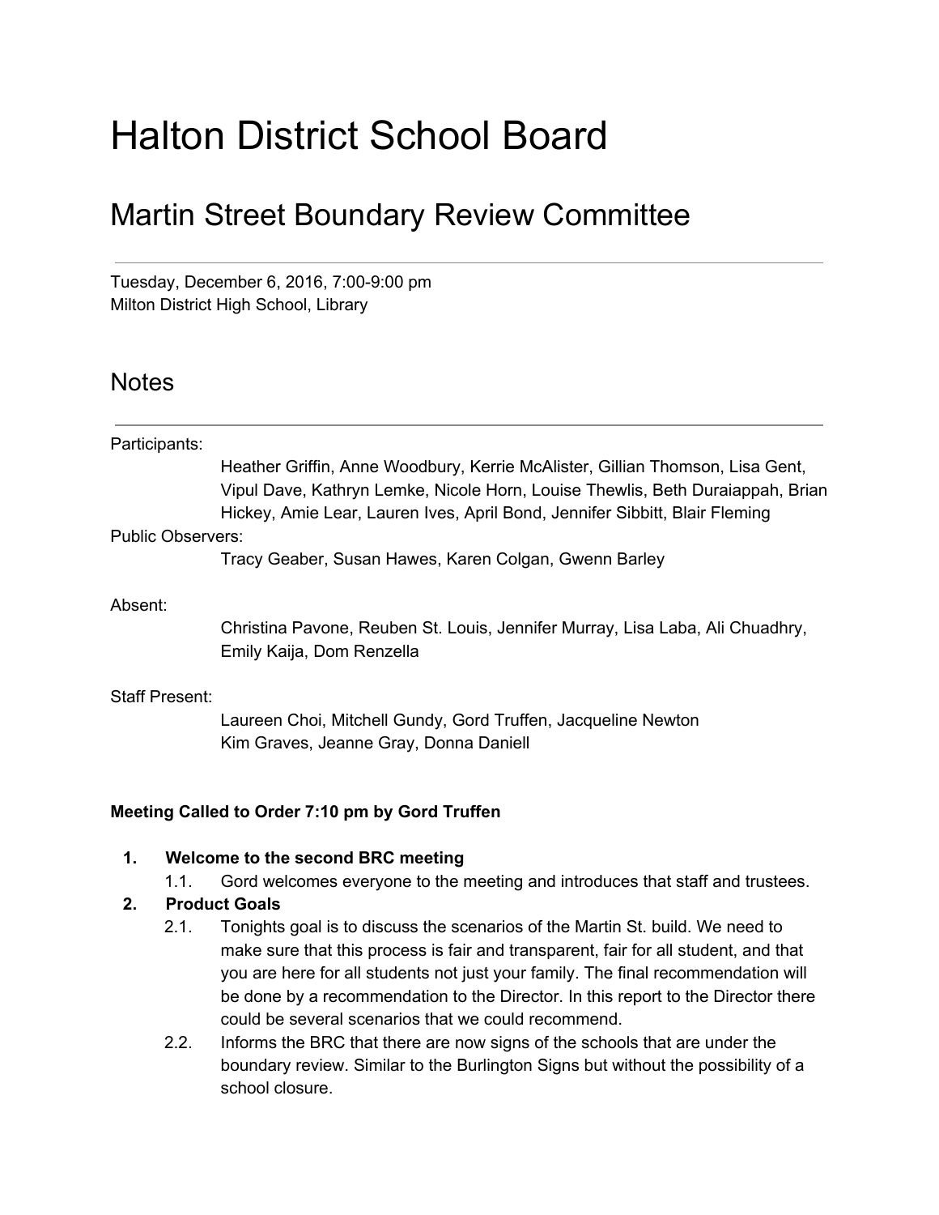# Halton District School Board

## Martin Street Boundary Review Committee

---

Tuesday, December 6, 2016, 7:00-9:00 pm
Milton District High School, Library

## Notes

---

Participants:

Heather Griffin, Anne Woodbury, Kerrie McAlister, Gillian Thomson, Lisa Gent, Vipul Dave, Kathryn Lemke, Nicole Horn, Louise Thewlis, Beth Duraiappah, Brian Hickey, Amie Lear, Lauren Ives, April Bond, Jennifer Sibbitt, Blair Fleming

Public Observers:

Tracy Geaber, Susan Hawes, Karen Colgan, Gwenn Barley

Absent:

Christina Pavone, Reuben St. Louis, Jennifer Murray, Lisa Laba, Ali Chuadhry, Emily Kaija, Dom Renzella

Staff Present:

Laureen Choi, Mitchell Gundy, Gord Truffen, Jacqueline Newton
Kim Graves, Jeanne Gray, Donna Daniell

**Meeting Called to Order 7:10 pm by Gord Truffen**

1. **Welcome to the second BRC meeting**
   1.1. Gord welcomes everyone to the meeting and introduces that staff and trustees.
2. **Product Goals**
   2.1. Tonights goal is to discuss the scenarios of the Martin St. build. We need to make sure that this process is fair and transparent, fair for all student, and that you are here for all students not just your family. The final recommendation will be done by a recommendation to the Director. In this report to the Director there could be several scenarios that we could recommend.
   2.2. Informs the BRC that there are now signs of the schools that are under the boundary review. Similar to the Burlington Signs but without the possibility of a school closure.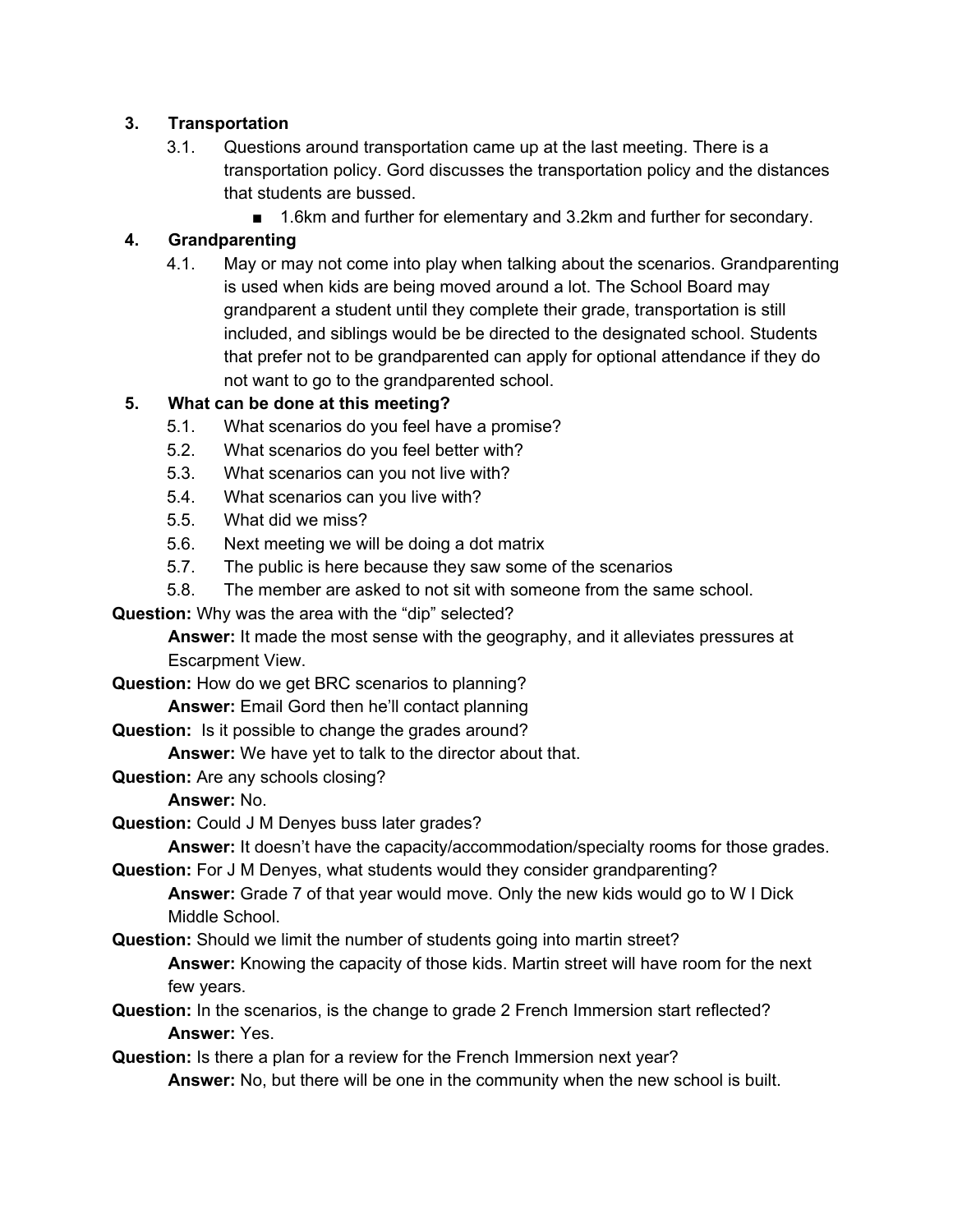3. **Transportation**
   3.1. Questions around transportation came up at the last meeting. There is a transportation policy. Gord discusses the transportation policy and the distances that students are bussed.
   - 1.6km and further for elementary and 3.2km and further for secondary.
4. **Grandparenting**
   4.1. May or may not come into play when talking about the scenarios. Grandparenting is used when kids are being moved around a lot. The School Board may grandparent a student until they complete their grade, transportation is still included, and siblings would be be directed to the designated school. Students that prefer not to be grandparented can apply for optional attendance if they do not want to go to the grandparented school.
5. **What can be done at this meeting?**
   5.1. What scenarios do you feel have a promise?
   5.2. What scenarios do you feel better with?
   5.3. What scenarios can you not live with?
   5.4. What scenarios can you live with?
   5.5. What did we miss?
   5.6. Next meeting we will be doing a dot matrix
   5.7. The public is here because they saw some of the scenarios
   5.8. The member are asked to not sit with someone from the same school.

**Question:** Why was the area with the "dip" selected?
**Answer:** It made the most sense with the geography, and it alleviates pressures at Escarpment View.

**Question:** How do we get BRC scenarios to planning?
**Answer:** Email Gord then he'll contact planning

**Question:** Is it possible to change the grades around?
**Answer:** We have yet to talk to the director about that.

**Question:** Are any schools closing?
**Answer:** No.

**Question:** Could J M Denyes buss later grades?
**Answer:** It doesn't have the capacity/accommodation/specialty rooms for those grades.

**Question:** For J M Denyes, what students would they consider grandparenting?
**Answer:** Grade 7 of that year would move. Only the new kids would go to W I Dick Middle School.

**Question:** Should we limit the number of students going into martin street?
**Answer:** Knowing the capacity of those kids. Martin street will have room for the next few years.

**Question:** In the scenarios, is the change to grade 2 French Immersion start reflected?
**Answer:** Yes.

**Question:** Is there a plan for a review for the French Immersion next year?
**Answer:** No, but there will be one in the community when the new school is built.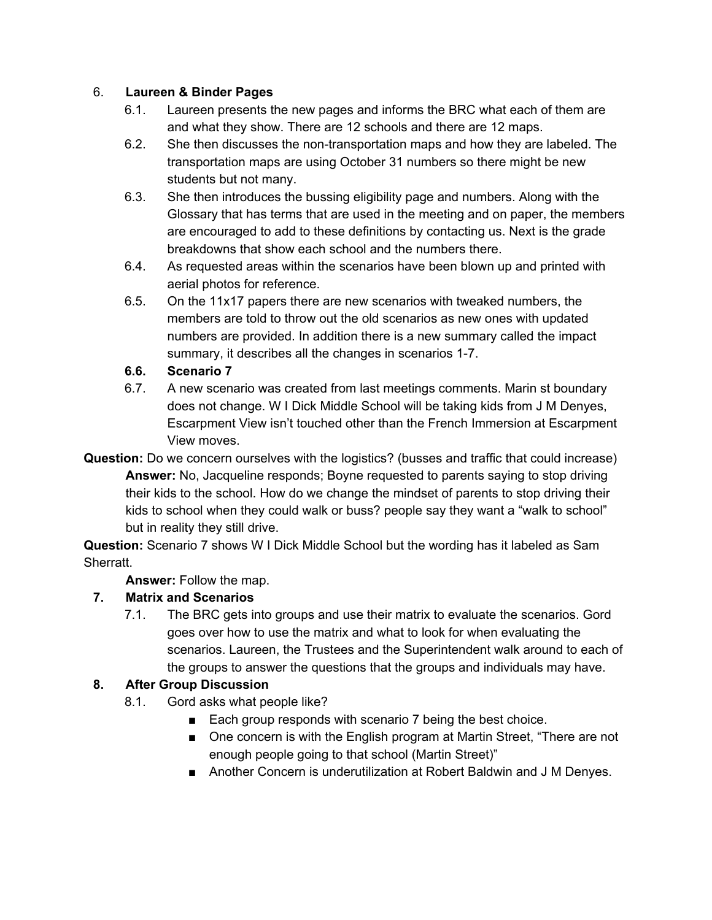6. **Laureen & Binder Pages**
    - 6.1. Laureen presents the new pages and informs the BRC what each of them are and what they show. There are 12 schools and there are 12 maps.
    - 6.2. She then discusses the non-transportation maps and how they are labeled. The transportation maps are using October 31 numbers so there might be new students but not many.
    - 6.3. She then introduces the bussing eligibility page and numbers. Along with the Glossary that has terms that are used in the meeting and on paper, the members are encouraged to add to these definitions by contacting us. Next is the grade breakdowns that show each school and the numbers there.
    - 6.4. As requested areas within the scenarios have been blown up and printed with aerial photos for reference.
    - 6.5. On the 11x17 papers there are new scenarios with tweaked numbers, the members are told to throw out the old scenarios as new ones with updated numbers are provided. In addition there is a new summary called the impact summary, it describes all the changes in scenarios 1-7.
    - **6.6. Scenario 7**
    - 6.7. A new scenario was created from last meetings comments. Marin st boundary does not change. W I Dick Middle School will be taking kids from J M Denyes, Escarpment View isn't touched other than the French Immersion at Escarpment View moves.

**Question:** Do we concern ourselves with the logistics? (busses and traffic that could increase)

> **Answer:** No, Jacqueline responds; Boyne requested to parents saying to stop driving their kids to the school. How do we change the mindset of parents to stop driving their kids to school when they could walk or buss? people say they want a "walk to school" but in reality they still drive.

**Question:** Scenario 7 shows W I Dick Middle School but the wording has it labeled as Sam Sherratt.

> **Answer:** Follow the map.

7. **Matrix and Scenarios**
    - 7.1. The BRC gets into groups and use their matrix to evaluate the scenarios. Gord goes over how to use the matrix and what to look for when evaluating the scenarios. Laureen, the Trustees and the Superintendent walk around to each of the groups to answer the questions that the groups and individuals may have.

8. **After Group Discussion**
    - 8.1. Gord asks what people like?
        - Each group responds with scenario 7 being the best choice.
        - One concern is with the English program at Martin Street, "There are not enough people going to that school (Martin Street)"
        - Another Concern is underutilization at Robert Baldwin and J M Denyes.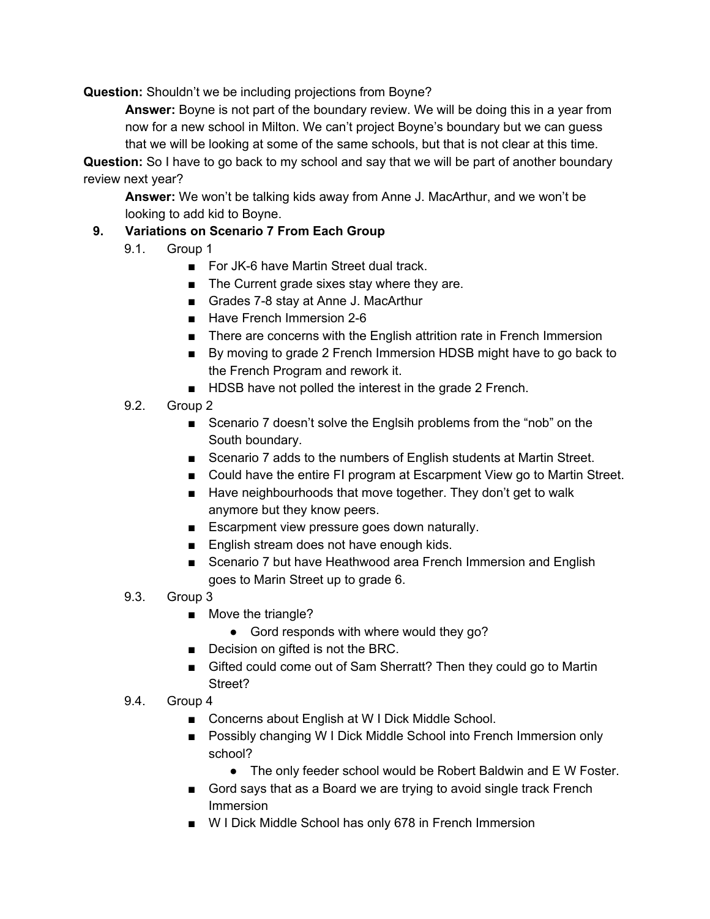**Question:** Shouldn't we be including projections from Boyne?

> **Answer:** Boyne is not part of the boundary review. We will be doing this in a year from now for a new school in Milton. We can't project Boyne's boundary but we can guess that we will be looking at some of the same schools, but that is not clear at this time.

**Question:** So I have to go back to my school and say that we will be part of another boundary review next year?

> **Answer:** We won't be talking kids away from Anne J. MacArthur, and we won't be looking to add kid to Boyne.

9. **Variations on Scenario 7 From Each Group**
   - 9.1. Group 1
     - For JK-6 have Martin Street dual track.
     - The Current grade sixes stay where they are.
     - Grades 7-8 stay at Anne J. MacArthur
     - Have French Immersion 2-6
     - There are concerns with the English attrition rate in French Immersion
     - By moving to grade 2 French Immersion HDSB might have to go back to the French Program and rework it.
     - HDSB have not polled the interest in the grade 2 French.
   - 9.2. Group 2
     - Scenario 7 doesn't solve the Englsih problems from the "nob" on the South boundary.
     - Scenario 7 adds to the numbers of English students at Martin Street.
     - Could have the entire FI program at Escarpment View go to Martin Street.
     - Have neighbourhoods that move together. They don't get to walk anymore but they know peers.
     - Escarpment view pressure goes down naturally.
     - English stream does not have enough kids.
     - Scenario 7 but have Heathwood area French Immersion and English goes to Marin Street up to grade 6.
   - 9.3. Group 3
     - Move the triangle?
       - Gord responds with where would they go?
     - Decision on gifted is not the BRC.
     - Gifted could come out of Sam Sherratt? Then they could go to Martin Street?
   - 9.4. Group 4
     - Concerns about English at W I Dick Middle School.
     - Possibly changing W I Dick Middle School into French Immersion only school?
       - The only feeder school would be Robert Baldwin and E W Foster.
     - Gord says that as a Board we are trying to avoid single track French Immersion
     - W I Dick Middle School has only 678 in French Immersion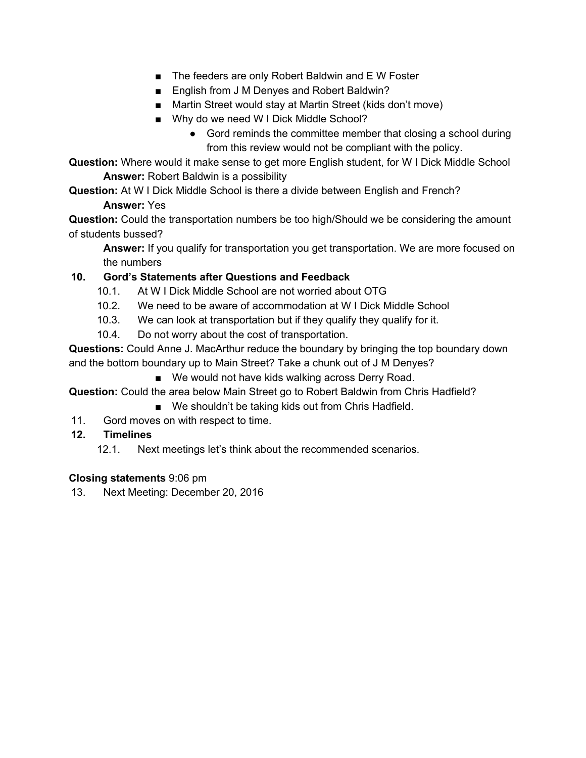- The feeders are only Robert Baldwin and E W Foster
- English from J M Denyes and Robert Baldwin?
- Martin Street would stay at Martin Street (kids don't move)
- Why do we need W I Dick Middle School?
  - Gord reminds the committee member that closing a school during from this review would not be compliant with the policy.

**Question:** Where would it make sense to get more English student, for W I Dick Middle School

**Answer:** Robert Baldwin is a possibility

**Question:** At W I Dick Middle School is there a divide between English and French?

**Answer:** Yes

**Question:** Could the transportation numbers be too high/Should we be considering the amount of students bussed?

**Answer:** If you qualify for transportation you get transportation. We are more focused on the numbers

**10. Gord's Statements after Questions and Feedback**

10.1. At W I Dick Middle School are not worried about OTG

10.2. We need to be aware of accommodation at W I Dick Middle School

10.3. We can look at transportation but if they qualify they qualify for it.

10.4. Do not worry about the cost of transportation.

**Questions:** Could Anne J. MacArthur reduce the boundary by bringing the top boundary down and the bottom boundary up to Main Street? Take a chunk out of J M Denyes?

- We would not have kids walking across Derry Road.

**Question:** Could the area below Main Street go to Robert Baldwin from Chris Hadfield?

- We shouldn't be taking kids out from Chris Hadfield.

11. Gord moves on with respect to time.

**12. Timelines**

12.1. Next meetings let's think about the recommended scenarios.

**Closing statements** 9:06 pm

13. Next Meeting: December 20, 2016